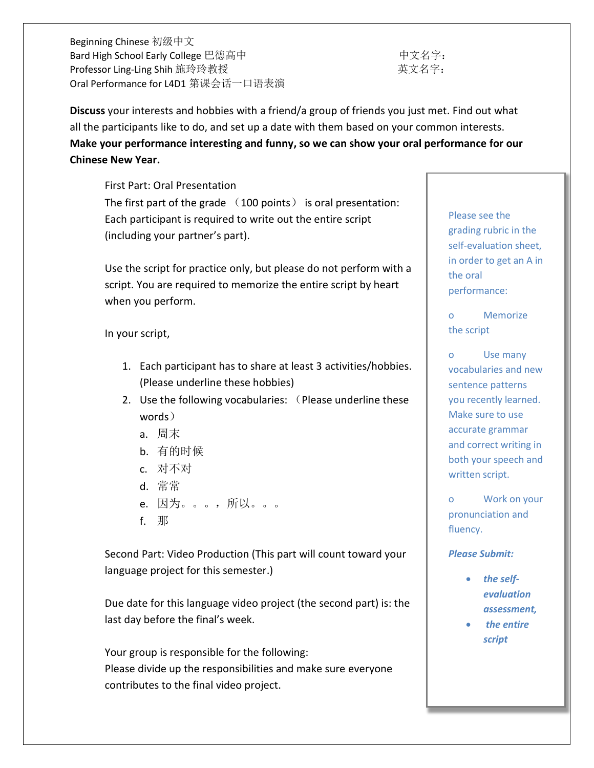Beginning Chinese 初级中文
Bard High School Early College 巴德高中
Professor Ling-Ling Shih 施玲玲教授
Oral Performance for L4D1 第课会话一口语表演

中文名字：
英文名字：

**Discuss** your interests and hobbies with a friend/a group of friends you just met. Find out what all the participants like to do, and set up a date with them based on your common interests. **Make your performance interesting and funny, so we can show your oral performance for our Chinese New Year.**

First Part: Oral Presentation
The first part of the grade （100 points） is oral presentation: Each participant is required to write out the entire script (including your partner's part).

Use the script for practice only, but please do not perform with a script. You are required to memorize the entire script by heart when you perform.

In your script,

1. Each participant has to share at least 3 activities/hobbies. (Please underline these hobbies)
2. Use the following vocabularies: （Please underline these words）
   a. 周末
   b. 有的时候
   c. 对不对
   d. 常常
   e. 因为。。。，所以。。。
   f. 那

Second Part: Video Production (This part will count toward your language project for this semester.)

Due date for this language video project (the second part) is: the last day before the final's week.

Your group is responsible for the following:
Please divide up the responsibilities and make sure everyone contributes to the final video project.

Please see the grading rubric in the self-evaluation sheet, in order to get an A in the oral performance:

- Memorize the script
- Use many vocabularies and new sentence patterns you recently learned. Make sure to use accurate grammar and correct writing in both your speech and written script.
- Work on your pronunciation and fluency.

***Please Submit:***

- ***the self-evaluation assessment,***
- ***the entire script***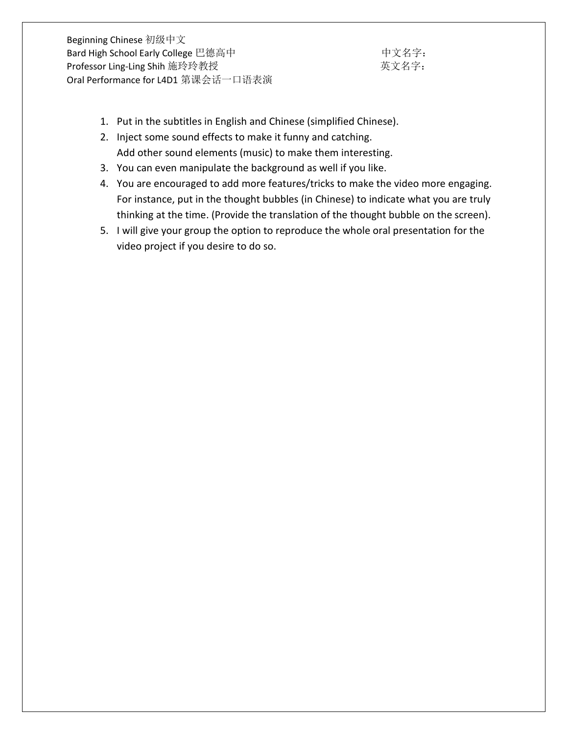Beginning Chinese 初级中文
Bard High School Early College 巴德高中　　　　　　　　　　　　　　中文名字：
Professor Ling-Ling Shih 施玲玲教授　　　　　　　　　　　　　　　英文名字：
Oral Performance for L4D1 第课会话一口语表演

1. Put in the subtitles in English and Chinese (simplified Chinese).
2. Inject some sound effects to make it funny and catching.
   Add other sound elements (music) to make them interesting.
3. You can even manipulate the background as well if you like.
4. You are encouraged to add more features/tricks to make the video more engaging. For instance, put in the thought bubbles (in Chinese) to indicate what you are truly thinking at the time. (Provide the translation of the thought bubble on the screen).
5. I will give your group the option to reproduce the whole oral presentation for the video project if you desire to do so.